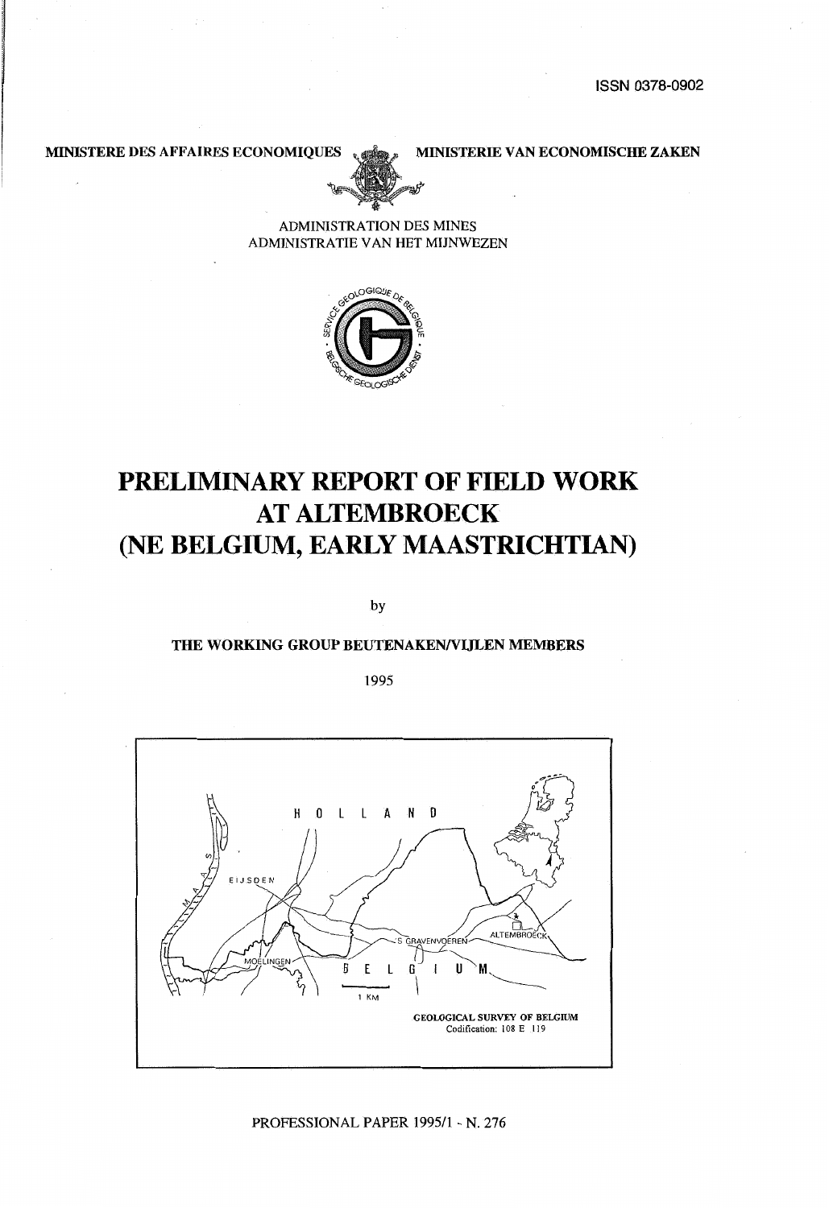ISSN 0378-0902

MINISTERE DES AFFAIRES ECONOMIQUES — MINISTERIE VAN ECONOMISCHE ZAKEN

ADMINISTRATION DES MINES
ADMINISTRATIE VAN HET MIJNWEZEN

# PRELIMINARY REPORT OF FIELD WORK AT ALTEMBROECK (NE BELGIUM, EARLY MAASTRICHTIAN)

by

**THE WORKING GROUP BEUTENAKEN/VIJLEN MEMBERS**

1995

**GEOLOGICAL SURVEY OF BELGIUM**
Codification: 108 E 119

PROFESSIONAL PAPER 1995/1 - N. 276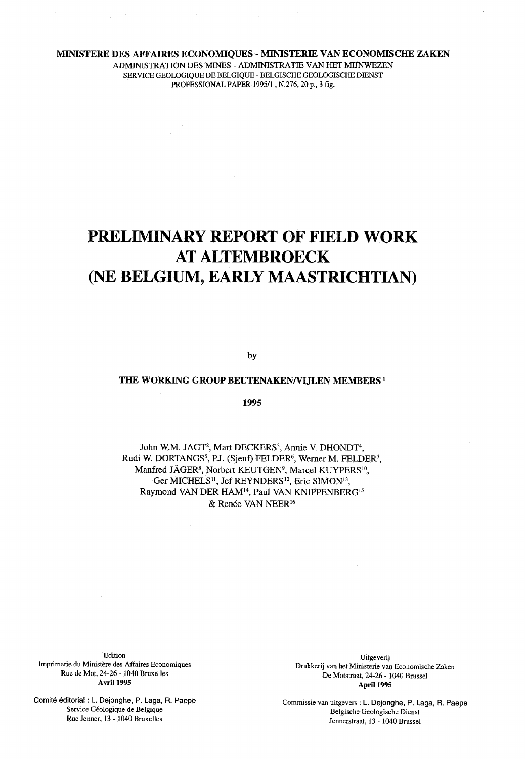**MINISTERE DES AFFAIRES ECONOMIQUES - MINISTERIE VAN ECONOMISCHE ZAKEN**

ADMINISTRATION DES MINES - ADMINISTRATIE VAN HET MIJNWEZEN

SERVICE GEOLOGIQUE DE BELGIQUE - BELGISCHE GEOLOGISCHE DIENST

PROFESSIONAL PAPER 1995/1 , N.276, 20 p., 3 fig.

# PRELIMINARY REPORT OF FIELD WORK AT ALTEMBROECK (NE BELGIUM, EARLY MAASTRICHTIAN)

by

**THE WORKING GROUP BEUTENAKEN/VIJLEN MEMBERS [1]**

**1995**

John W.M. JAGT[2], Mart DECKERS[3], Annie V. DHONDT[4], Rudi W. DORTANGS[5], P.J. (Sjeuf) FELDER[6], Werner M. FELDER[7], Manfred JÄGER[8], Norbert KEUTGEN[9], Marcel KUYPERS[10], Ger MICHELS[11], Jef REYNDERS[12], Eric SIMON[13], Raymond VAN DER HAM[14], Paul VAN KNIPPENBERG[15] & Renée VAN NEER[16]

Edition
Imprimerie du Ministère des Affaires Economiques
Rue de Mot, 24-26 - 1040 Bruxelles
**Avril 1995**

Comité éditorial : L. Dejonghe, P. Laga, R. Paepe
Service Géologique de Belgique
Rue Jenner, 13 - 1040 Bruxelles

Uitgeverij
Drukkerij van het Ministerie van Economische Zaken
De Motstraat, 24-26 - 1040 Brussel
**April 1995**

Commissie van uitgevers : L. Dejonghe, P. Laga, R. Paepe
Belgische Geologische Dienst
Jennerstraat, 13 - 1040 Brussel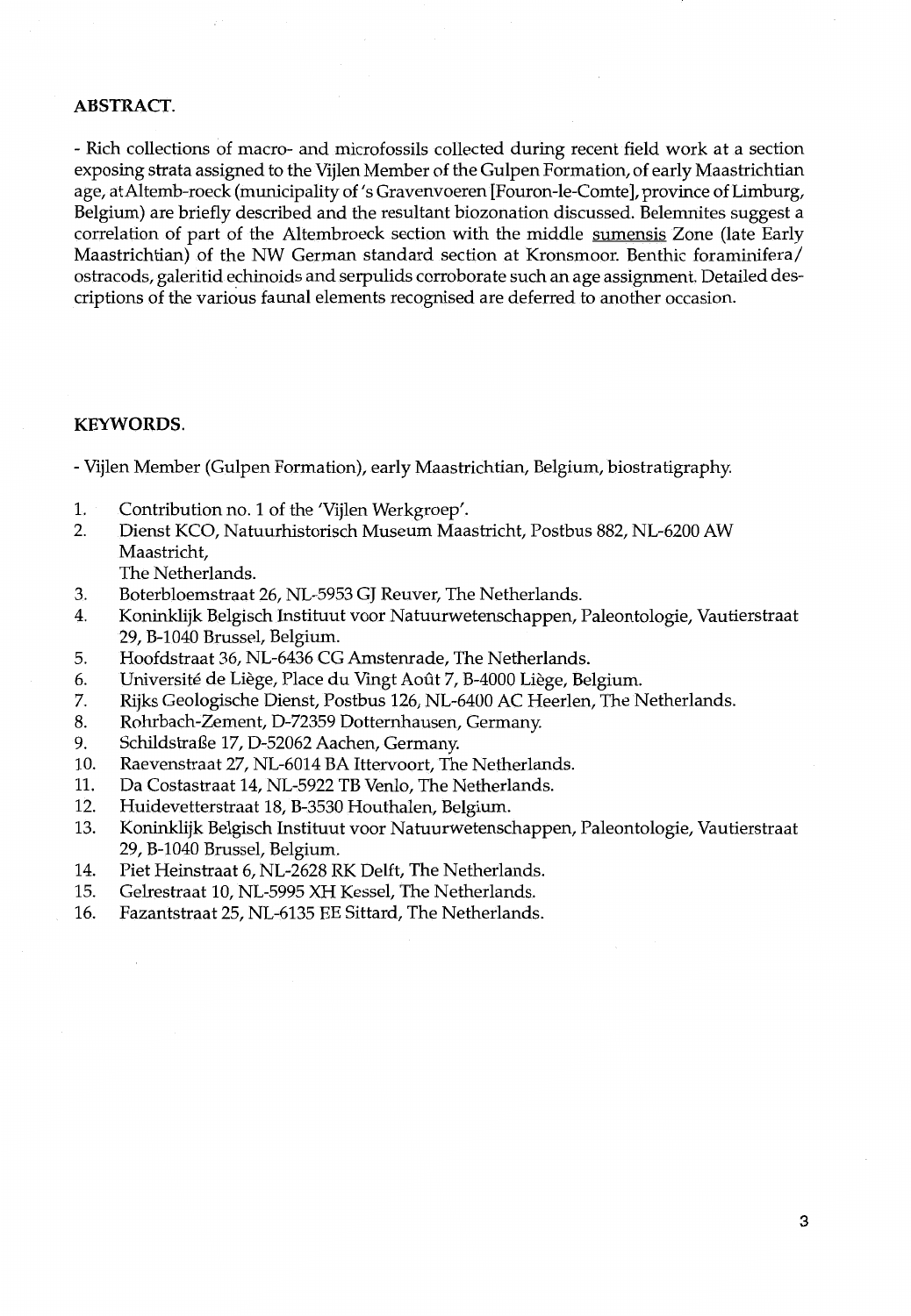## ABSTRACT.

- Rich collections of macro- and microfossils collected during recent field work at a section exposing strata assigned to the Vijlen Member of the Gulpen Formation, of early Maastrichtian age, at Altemb-roeck (municipality of 's Gravenvoeren [Fouron-le-Comte], province of Limburg, Belgium) are briefly described and the resultant biozonation discussed. Belemnites suggest a correlation of part of the Altembroeck section with the middle sumensis Zone (late Early Maastrichtian) of the NW German standard section at Kronsmoor. Benthic foraminifera/ ostracods, galeritid echinoids and serpulids corroborate such an age assignment. Detailed descriptions of the various faunal elements recognised are deferred to another occasion.

## KEYWORDS.

- Vijlen Member (Gulpen Formation), early Maastrichtian, Belgium, biostratigraphy.

1. Contribution no. 1 of the 'Vijlen Werkgroep'.
2. Dienst KCO, Natuurhistorisch Museum Maastricht, Postbus 882, NL-6200 AW Maastricht, The Netherlands.
3. Boterbloemstraat 26, NL-5953 GJ Reuver, The Netherlands.
4. Koninklijk Belgisch Instituut voor Natuurwetenschappen, Paleontologie, Vautierstraat 29, B-1040 Brussel, Belgium.
5. Hoofdstraat 36, NL-6436 CG Amstenrade, The Netherlands.
6. Université de Liège, Place du Vingt Août 7, B-4000 Liège, Belgium.
7. Rijks Geologische Dienst, Postbus 126, NL-6400 AC Heerlen, The Netherlands.
8. Rohrbach-Zement, D-72359 Dotternhausen, Germany.
9. Schildstraße 17, D-52062 Aachen, Germany.
10. Raevenstraat 27, NL-6014 BA Ittervoort, The Netherlands.
11. Da Costastraat 14, NL-5922 TB Venlo, The Netherlands.
12. Huidevetterstraat 18, B-3530 Houthalen, Belgium.
13. Koninklijk Belgisch Instituut voor Natuurwetenschappen, Paleontologie, Vautierstraat 29, B-1040 Brussel, Belgium.
14. Piet Heinstraat 6, NL-2628 RK Delft, The Netherlands.
15. Gelrestraat 10, NL-5995 XH Kessel, The Netherlands.
16. Fazantstraat 25, NL-6135 EE Sittard, The Netherlands.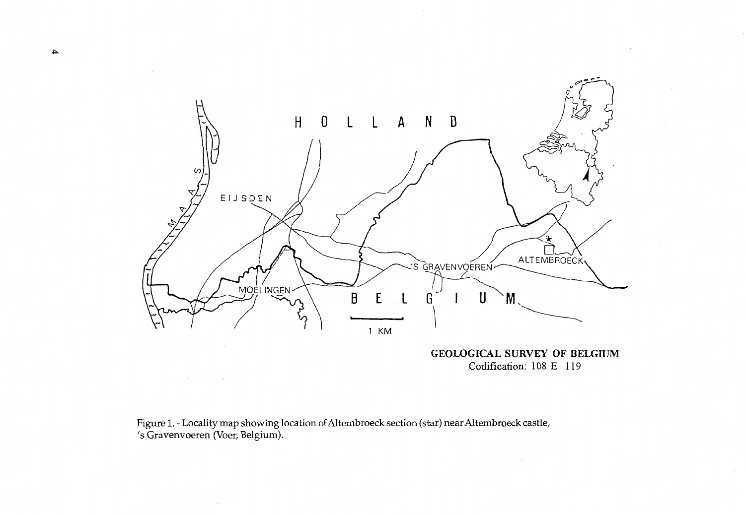GEOLOGICAL SURVEY OF BELGIUM
Codification: 108 E 119

Figure 1. - Locality map showing location of Altembroeck section (star) near Altembroeck castle, 's Gravenvoeren (Voer, Belgium).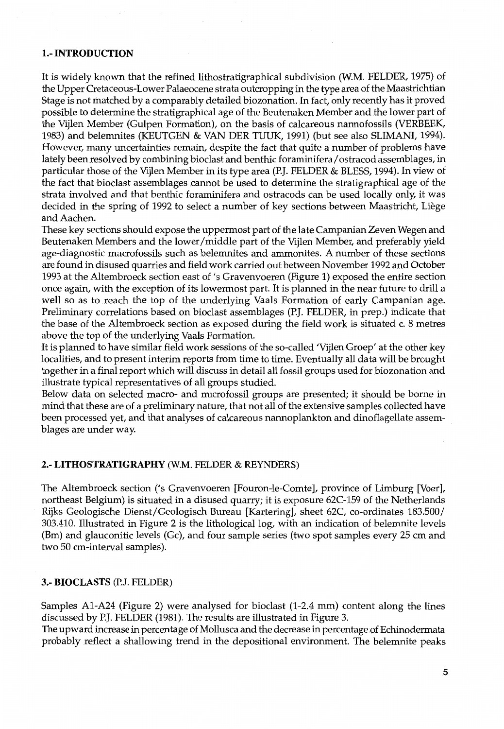## 1.- INTRODUCTION

It is widely known that the refined lithostratigraphical subdivision (W.M. FELDER, 1975) of the Upper Cretaceous-Lower Palaeocene strata outcropping in the type area of the Maastrichtian Stage is not matched by a comparably detailed biozonation. In fact, only recently has it proved possible to determine the stratigraphical age of the Beutenaken Member and the lower part of the Vijlen Member (Gulpen Formation), on the basis of calcareous nannofossils (VERBEEK, 1983) and belemnites (KEUTGEN & VAN DER TUUK, 1991) (but see also SLIMANI, 1994). However, many uncertainties remain, despite the fact that quite a number of problems have lately been resolved by combining bioclast and benthic foraminifera/ostracod assemblages, in particular those of the Vijlen Member in its type area (P.J. FELDER & BLESS, 1994). In view of the fact that bioclast assemblages cannot be used to determine the stratigraphical age of the strata involved and that benthic foraminifera and ostracods can be used locally only, it was decided in the spring of 1992 to select a number of key sections between Maastricht, Liège and Aachen.

These key sections should expose the uppermost part of the late Campanian Zeven Wegen and Beutenaken Members and the lower/middle part of the Vijlen Member, and preferably yield age-diagnostic macrofossils such as belemnites and ammonites. A number of these sections are found in disused quarries and field work carried out between November 1992 and October 1993 at the Altembroeck section east of 's Gravenvoeren (Figure 1) exposed the entire section once again, with the exception of its lowermost part. It is planned in the near future to drill a well so as to reach the top of the underlying Vaals Formation of early Campanian age. Preliminary correlations based on bioclast assemblages (P.J. FELDER, in prep.) indicate that the base of the Altembroeck section as exposed during the field work is situated c. 8 metres above the top of the underlying Vaals Formation.

It is planned to have similar field work sessions of the so-called 'Vijlen Groep' at the other key localities, and to present interim reports from time to time. Eventually all data will be brought together in a final report which will discuss in detail all fossil groups used for biozonation and illustrate typical representatives of all groups studied.

Below data on selected macro- and microfossil groups are presented; it should be borne in mind that these are of a preliminary nature, that not all of the extensive samples collected have been processed yet, and that analyses of calcareous nannoplankton and dinoflagellate assemblages are under way.

## 2.- LITHOSTRATIGRAPHY (W.M. FELDER & REYNDERS)

The Altembroeck section ('s Gravenvoeren [Fouron-le-Comte], province of Limburg [Voer], northeast Belgium) is situated in a disused quarry; it is exposure 62C-159 of the Netherlands Rijks Geologische Dienst/Geologisch Bureau [Kartering], sheet 62C, co-ordinates 183.500/303.410. Illustrated in Figure 2 is the lithological log, with an indication of belemnite levels (Bm) and glauconitic levels (Gc), and four sample series (two spot samples every 25 cm and two 50 cm-interval samples).

## 3.- BIOCLASTS (P.J. FELDER)

Samples A1-A24 (Figure 2) were analysed for bioclast (1-2.4 mm) content along the lines discussed by P.J. FELDER (1981). The results are illustrated in Figure 3.

The upward increase in percentage of Mollusca and the decrease in percentage of Echinodermata probably reflect a shallowing trend in the depositional environment. The belemnite peaks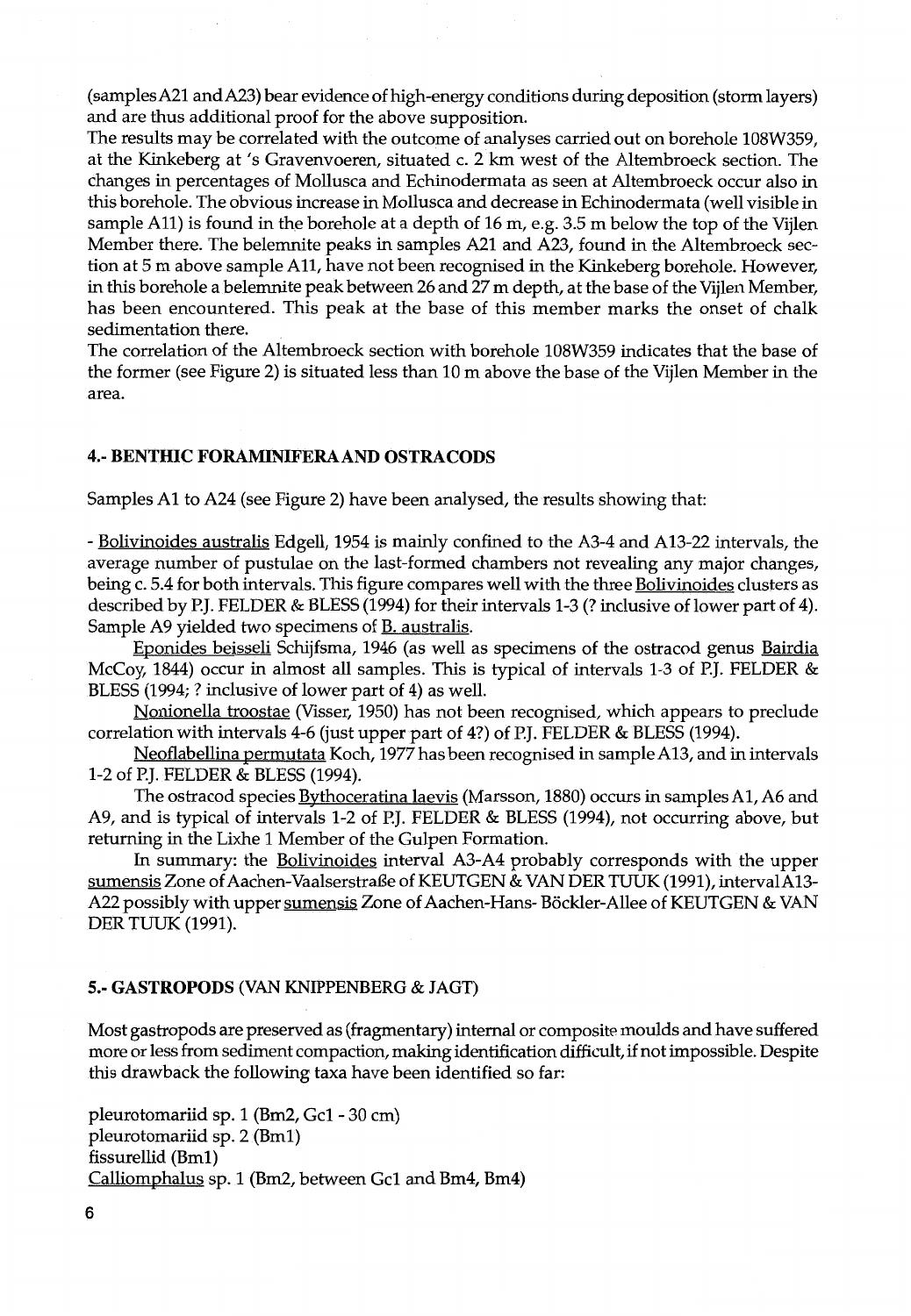(samples A21 and A23) bear evidence of high-energy conditions during deposition (storm layers) and are thus additional proof for the above supposition.

The results may be correlated with the outcome of analyses carried out on borehole 108W359, at the Kinkeberg at 's Gravenvoeren, situated c. 2 km west of the Altembroeck section. The changes in percentages of Mollusca and Echinodermata as seen at Altembroeck occur also in this borehole. The obvious increase in Mollusca and decrease in Echinodermata (well visible in sample A11) is found in the borehole at a depth of 16 m, e.g. 3.5 m below the top of the Vijlen Member there. The belemnite peaks in samples A21 and A23, found in the Altembroeck section at 5 m above sample A11, have not been recognised in the Kinkeberg borehole. However, in this borehole a belemnite peak between 26 and 27 m depth, at the base of the Vijlen Member, has been encountered. This peak at the base of this member marks the onset of chalk sedimentation there.

The correlation of the Altembroeck section with borehole 108W359 indicates that the base of the former (see Figure 2) is situated less than 10 m above the base of the Vijlen Member in the area.

## 4.- BENTHIC FORAMINIFERA AND OSTRACODS

Samples A1 to A24 (see Figure 2) have been analysed, the results showing that:

- Bolivinoides australis Edgell, 1954 is mainly confined to the A3-4 and A13-22 intervals, the average number of pustulae on the last-formed chambers not revealing any major changes, being c. 5.4 for both intervals. This figure compares well with the three Bolivinoides clusters as described by P.J. FELDER & BLESS (1994) for their intervals 1-3 (? inclusive of lower part of 4). Sample A9 yielded two specimens of B. australis.

Eponides beisseli Schijfsma, 1946 (as well as specimens of the ostracod genus Bairdia McCoy, 1844) occur in almost all samples. This is typical of intervals 1-3 of P.J. FELDER & BLESS (1994; ? inclusive of lower part of 4) as well.

Nonionella troostae (Visser, 1950) has not been recognised, which appears to preclude correlation with intervals 4-6 (just upper part of 4?) of P.J. FELDER & BLESS (1994).

Neoflabellina permutata Koch, 1977 has been recognised in sample A13, and in intervals 1-2 of P.J. FELDER & BLESS (1994).

The ostracod species Bythoceratina laevis (Marsson, 1880) occurs in samples A1, A6 and A9, and is typical of intervals 1-2 of P.J. FELDER & BLESS (1994), not occurring above, but returning in the Lixhe 1 Member of the Gulpen Formation.

In summary: the Bolivinoides interval A3-A4 probably corresponds with the upper sumensis Zone of Aachen-Vaalserstraße of KEUTGEN & VAN DER TUUK (1991), interval A13-A22 possibly with upper sumensis Zone of Aachen-Hans- Böckler-Allee of KEUTGEN & VAN DER TUUK (1991).

## 5.- GASTROPODS (VAN KNIPPENBERG & JAGT)

Most gastropods are preserved as (fragmentary) internal or composite moulds and have suffered more or less from sediment compaction, making identification difficult, if not impossible. Despite this drawback the following taxa have been identified so far:

pleurotomariid sp. 1 (Bm2, Gc1 - 30 cm)
pleurotomariid sp. 2 (Bm1)
fissurellid (Bm1)
Calliomphalus sp. 1 (Bm2, between Gc1 and Bm4, Bm4)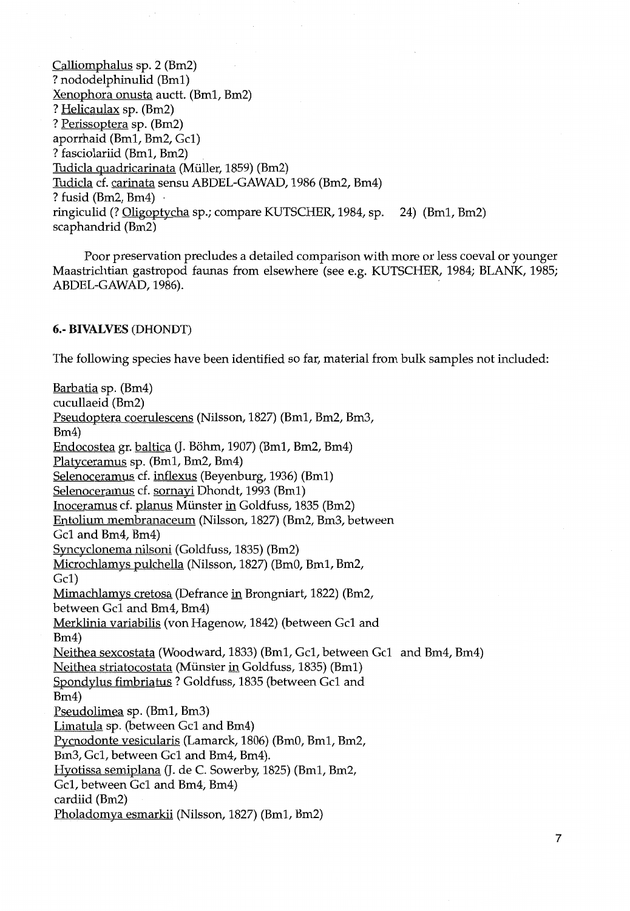Calliomphalus sp. 2 (Bm2)
? nododelphinulid (Bm1)
Xenophora onusta auctt. (Bm1, Bm2)
? Helicaulax sp. (Bm2)
? Perissoptera sp. (Bm2)
aporrhaid (Bm1, Bm2, Gc1)
? fasciolariid (Bm1, Bm2)
Tudicla quadricarinata (Müller, 1859) (Bm2)
Tudicla cf. carinata sensu ABDEL-GAWAD, 1986 (Bm2, Bm4)
? fusid (Bm2, Bm4)
ringiculid (? Oligoptycha sp.; compare KUTSCHER, 1984, sp. 24) (Bm1, Bm2)
scaphandrid (Bm2)

Poor preservation precludes a detailed comparison with more or less coeval or younger Maastrichtian gastropod faunas from elsewhere (see e.g. KUTSCHER, 1984; BLANK, 1985; ABDEL-GAWAD, 1986).

## 6.- BIVALVES (DHONDT)

The following species have been identified so far, material from bulk samples not included:

Barbatia sp. (Bm4)
cucullaeid (Bm2)
Pseudoptera coerulescens (Nilsson, 1827) (Bm1, Bm2, Bm3, Bm4)
Endocostea gr. baltica (J. Böhm, 1907) (Bm1, Bm2, Bm4)
Platyceramus sp. (Bm1, Bm2, Bm4)
Selenoceramus cf. inflexus (Beyenburg, 1936) (Bm1)
Selenoceramus cf. sornayi Dhondt, 1993 (Bm1)
Inoceramus cf. planus Münster in Goldfuss, 1835 (Bm2)
Entolium membranaceum (Nilsson, 1827) (Bm2, Bm3, between Gc1 and Bm4, Bm4)
Syncyclonema nilsoni (Goldfuss, 1835) (Bm2)
Microchlamys pulchella (Nilsson, 1827) (Bm0, Bm1, Bm2, Gc1)
Mimachlamys cretosa (Defrance in Brongniart, 1822) (Bm2, between Gc1 and Bm4, Bm4)
Merklinia variabilis (von Hagenow, 1842) (between Gc1 and Bm4)
Neithea sexcostata (Woodward, 1833) (Bm1, Gc1, between Gc1 and Bm4, Bm4)
Neithea striatocostata (Münster in Goldfuss, 1835) (Bm1)
Spondylus fimbriatus ? Goldfuss, 1835 (between Gc1 and Bm4)
Pseudolimea sp. (Bm1, Bm3)
Limatula sp. (between Gc1 and Bm4)
Pycnodonte vesicularis (Lamarck, 1806) (Bm0, Bm1, Bm2, Bm3, Gc1, between Gc1 and Bm4, Bm4).
Hyotissa semiplana (J. de C. Sowerby, 1825) (Bm1, Bm2, Gc1, between Gc1 and Bm4, Bm4)
cardiid (Bm2)
Pholadomya esmarkii (Nilsson, 1827) (Bm1, Bm2)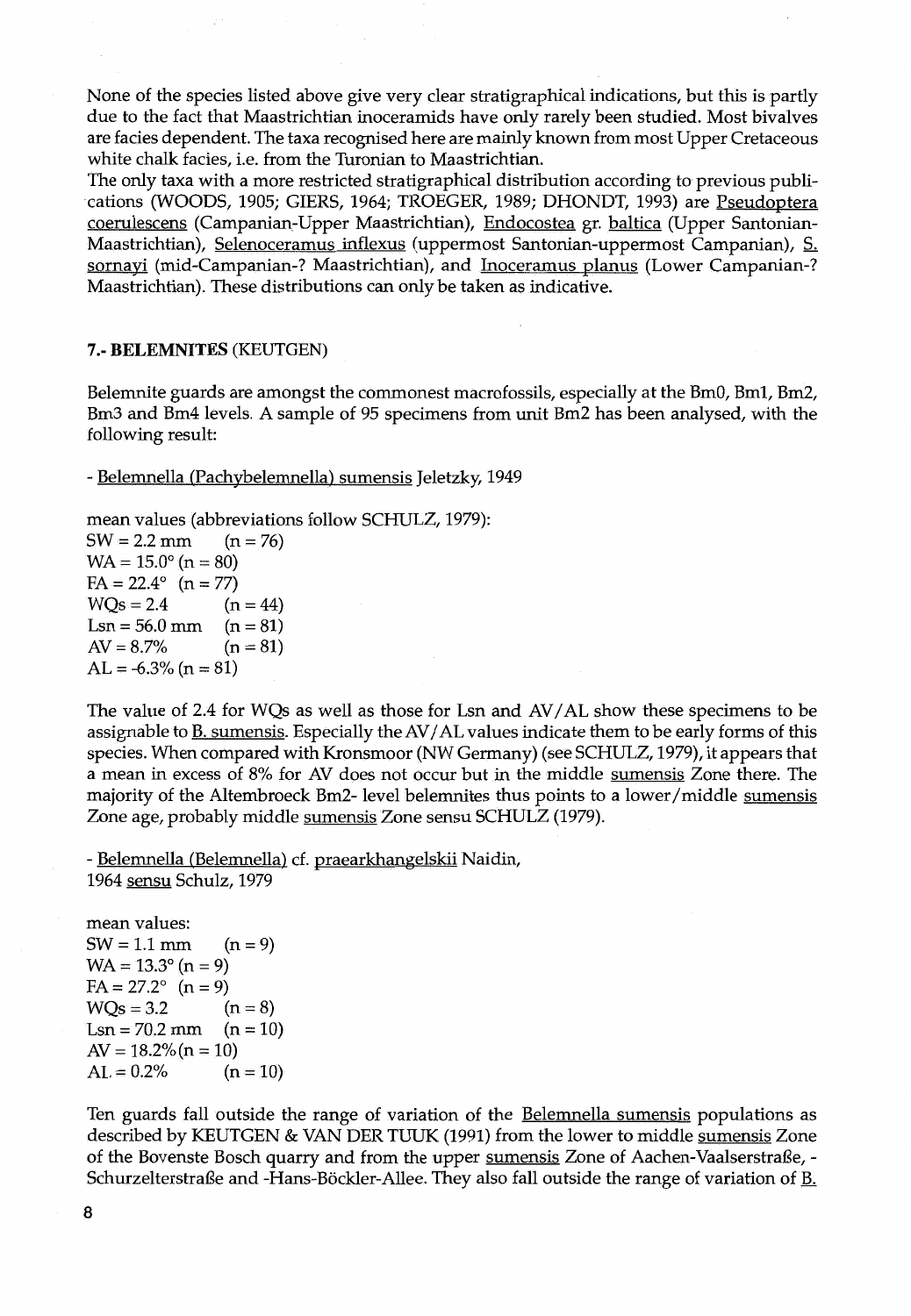None of the species listed above give very clear stratigraphical indications, but this is partly due to the fact that Maastrichtian inoceramids have only rarely been studied. Most bivalves are facies dependent. The taxa recognised here are mainly known from most Upper Cretaceous white chalk facies, i.e. from the Turonian to Maastrichtian.

The only taxa with a more restricted stratigraphical distribution according to previous publications (WOODS, 1905; GIERS, 1964; TROEGER, 1989; DHONDT, 1993) are Pseudoptera coerulescens (Campanian-Upper Maastrichtian), Endocostea gr. baltica (Upper Santonian-Maastrichtian), Selenoceramus inflexus (uppermost Santonian-uppermost Campanian), S. sornayi (mid-Campanian-? Maastrichtian), and Inoceramus planus (Lower Campanian-? Maastrichtian). These distributions can only be taken as indicative.

## 7.- BELEMNITES (KEUTGEN)

Belemnite guards are amongst the commonest macrofossils, especially at the Bm0, Bm1, Bm2, Bm3 and Bm4 levels. A sample of 95 specimens from unit Bm2 has been analysed, with the following result:

- Belemnella (Pachybelemnella) sumensis Jeletzky, 1949

mean values (abbreviations follow SCHULZ, 1979):
SW = 2.2 mm (n = 76)
WA = 15.0° (n = 80)
FA = 22.4° (n = 77)
WQs = 2.4 (n = 44)
Lsn = 56.0 mm (n = 81)
AV = 8.7% (n = 81)
AL = -6.3% (n = 81)

The value of 2.4 for WQs as well as those for Lsn and AV/AL show these specimens to be assignable to B. sumensis. Especially the AV/AL values indicate them to be early forms of this species. When compared with Kronsmoor (NW Germany) (see SCHULZ, 1979), it appears that a mean in excess of 8% for AV does not occur but in the middle sumensis Zone there. The majority of the Altembroeck Bm2- level belemnites thus points to a lower/middle sumensis Zone age, probably middle sumensis Zone sensu SCHULZ (1979).

- Belemnella (Belemnella) cf. praearkhangelskii Naidin, 1964 sensu Schulz, 1979

mean values:
SW = 1.1 mm (n = 9)
WA = 13.3° (n = 9)
FA = 27.2° (n = 9)
WQs = 3.2 (n = 8)
Lsn = 70.2 mm (n = 10)
AV = 18.2% (n = 10)
AL = 0.2% (n = 10)

Ten guards fall outside the range of variation of the Belemnella sumensis populations as described by KEUTGEN & VAN DER TUUK (1991) from the lower to middle sumensis Zone of the Bovenste Bosch quarry and from the upper sumensis Zone of Aachen-Vaalserstraße, -Schurzelterstraße and -Hans-Böckler-Allee. They also fall outside the range of variation of B.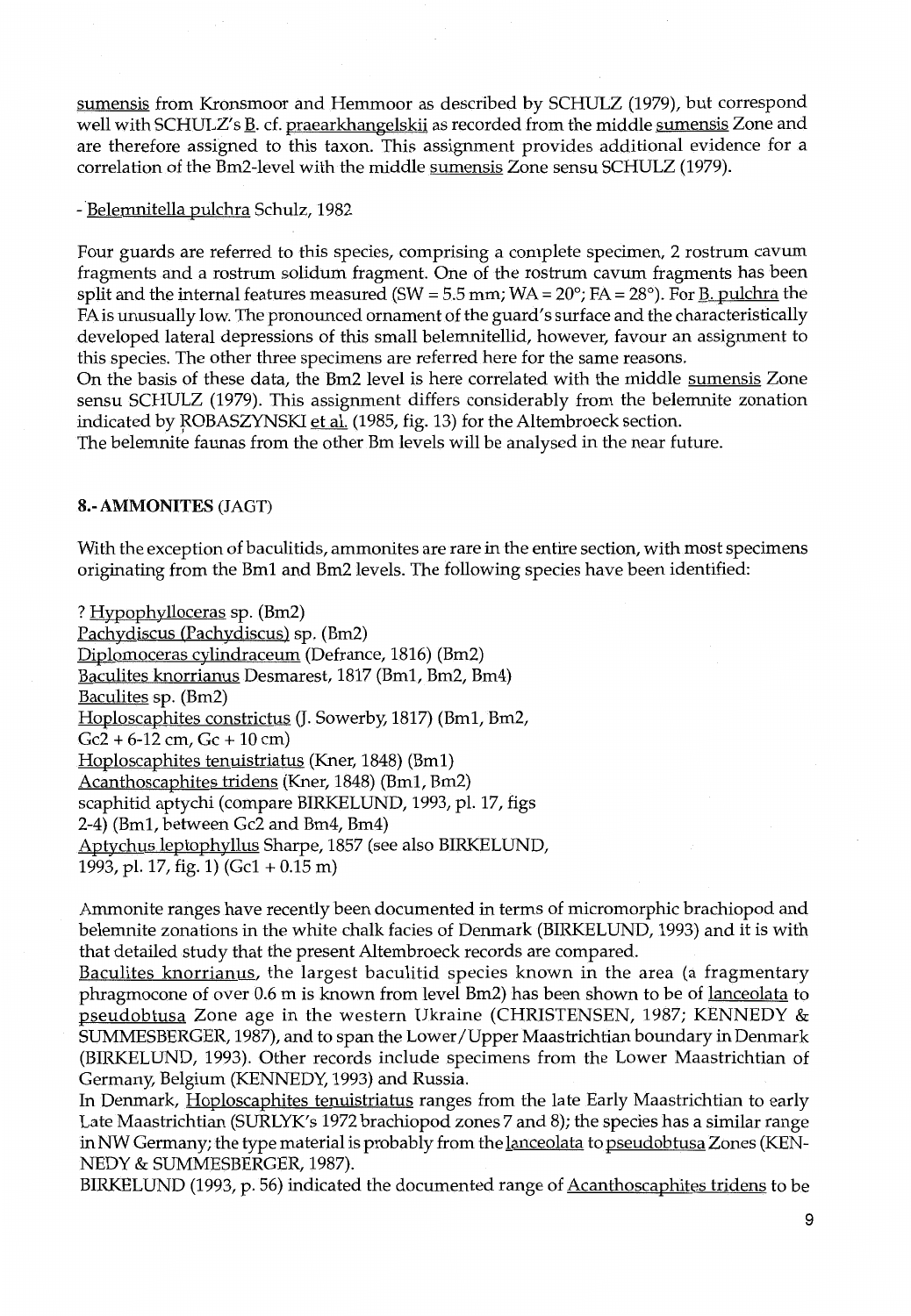sumensis from Kronsmoor and Hemmoor as described by SCHULZ (1979), but correspond well with SCHULZ's B. cf. praearkhangelskii as recorded from the middle sumensis Zone and are therefore assigned to this taxon. This assignment provides additional evidence for a correlation of the Bm2-level with the middle sumensis Zone sensu SCHULZ (1979).

- Belemnitella pulchra Schulz, 1982

Four guards are referred to this species, comprising a complete specimen, 2 rostrum cavum fragments and a rostrum solidum fragment. One of the rostrum cavum fragments has been split and the internal features measured (SW = 5.5 mm; WA = 20°; FA = 28°). For B. pulchra the FA is unusually low. The pronounced ornament of the guard's surface and the characteristically developed lateral depressions of this small belemnitellid, however, favour an assignment to this species. The other three specimens are referred here for the same reasons.
On the basis of these data, the Bm2 level is here correlated with the middle sumensis Zone sensu SCHULZ (1979). This assignment differs considerably from the belemnite zonation indicated by ROBASZYNSKI et al. (1985, fig. 13) for the Altembroeck section.
The belemnite faunas from the other Bm levels will be analysed in the near future.

## 8.- AMMONITES (JAGT)

With the exception of baculitids, ammonites are rare in the entire section, with most specimens originating from the Bm1 and Bm2 levels. The following species have been identified:

? Hypophylloceras sp. (Bm2)
Pachydiscus (Pachydiscus) sp. (Bm2)
Diplomoceras cylindraceum (Defrance, 1816) (Bm2)
Baculites knorrianus Desmarest, 1817 (Bm1, Bm2, Bm4)
Baculites sp. (Bm2)
Hoploscaphites constrictus (J. Sowerby, 1817) (Bm1, Bm2, Gc2 + 6-12 cm, Gc + 10 cm)
Hoploscaphites tenuistriatus (Kner, 1848) (Bm1)
Acanthoscaphites tridens (Kner, 1848) (Bm1, Bm2)
scaphitid aptychi (compare BIRKELUND, 1993, pl. 17, figs 2-4) (Bm1, between Gc2 and Bm4, Bm4)
Aptychus leptophyllus Sharpe, 1857 (see also BIRKELUND, 1993, pl. 17, fig. 1) (Gc1 + 0.15 m)

Ammonite ranges have recently been documented in terms of micromorphic brachiopod and belemnite zonations in the white chalk facies of Denmark (BIRKELUND, 1993) and it is with that detailed study that the present Altembroeck records are compared.
Baculites knorrianus, the largest baculitid species known in the area (a fragmentary phragmocone of over 0.6 m is known from level Bm2) has been shown to be of lanceolata to pseudobtusa Zone age in the western Ukraine (CHRISTENSEN, 1987; KENNEDY & SUMMESBERGER, 1987), and to span the Lower/Upper Maastrichtian boundary in Denmark (BIRKELUND, 1993). Other records include specimens from the Lower Maastrichtian of Germany, Belgium (KENNEDY, 1993) and Russia.
In Denmark, Hoploscaphites tenuistriatus ranges from the late Early Maastrichtian to early Late Maastrichtian (SURLYK's 1972 brachiopod zones 7 and 8); the species has a similar range in NW Germany; the type material is probably from the lanceolata to pseudobtusa Zones (KENNEDY & SUMMESBERGER, 1987).
BIRKELUND (1993, p. 56) indicated the documented range of Acanthoscaphites tridens to be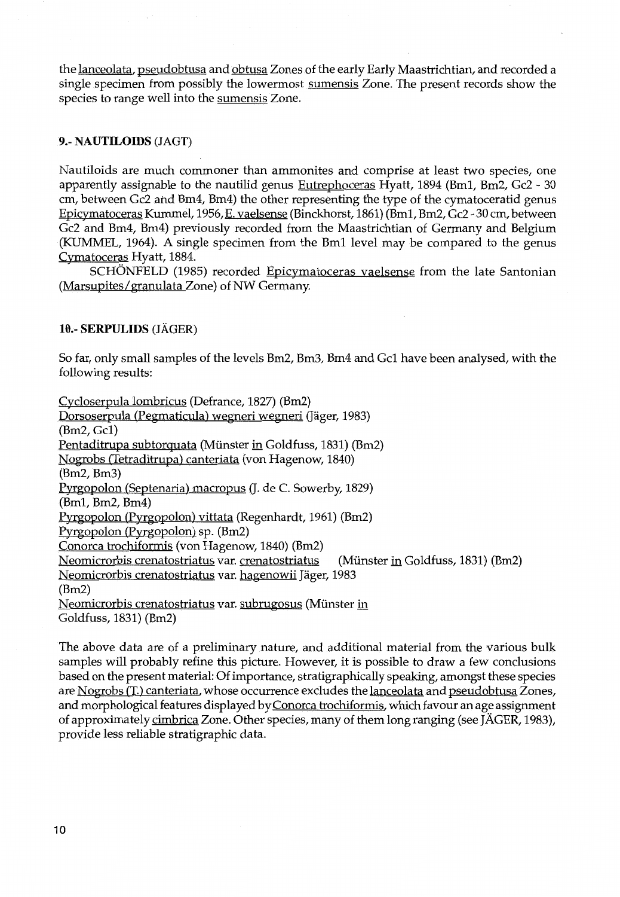the lanceolata, pseudobtusa and obtusa Zones of the early Early Maastrichtian, and recorded a single specimen from possibly the lowermost sumensis Zone. The present records show the species to range well into the sumensis Zone.

## 9.- NAUTILOIDS (JAGT)

Nautiloids are much commoner than ammonites and comprise at least two species, one apparently assignable to the nautilid genus Eutrephoceras Hyatt, 1894 (Bm1, Bm2, Gc2 - 30 cm, between Gc2 and Bm4, Bm4) the other representing the type of the cymatoceratid genus Epicymatoceras Kummel, 1956, E. vaelsense (Binckhorst, 1861) (Bm1, Bm2, Gc2 - 30 cm, between Gc2 and Bm4, Bm4) previously recorded from the Maastrichtian of Germany and Belgium (KUMMEL, 1964). A single specimen from the Bm1 level may be compared to the genus Cymatoceras Hyatt, 1884.

SCHÖNFELD (1985) recorded Epicymatoceras vaelsense from the late Santonian (Marsupites/granulata Zone) of NW Germany.

## 10.- SERPULIDS (JÄGER)

So far, only small samples of the levels Bm2, Bm3, Bm4 and Gc1 have been analysed, with the following results:

Cycloserpula lombricus (Defrance, 1827) (Bm2)
Dorsoserpula (Pegmaticula) wegneri wegneri (Jäger, 1983) (Bm2, Gc1)
Pentaditrupa subtorquata (Münster in Goldfuss, 1831) (Bm2)
Nogrobs (Tetraditrupa) canteriata (von Hagenow, 1840) (Bm2, Bm3)
Pyrgopolon (Septenaria) macropus (J. de C. Sowerby, 1829) (Bm1, Bm2, Bm4)
Pyrgopolon (Pyrgopolon) vittata (Regenhardt, 1961) (Bm2)
Pyrgopolon (Pyrgopolon) sp. (Bm2)
Conorca trochiformis (von Hagenow, 1840) (Bm2)
Neomicrorbis crenatostriatus var. crenatostriatus (Münster in Goldfuss, 1831) (Bm2)
Neomicrorbis crenatostriatus var. hagenowii Jäger, 1983 (Bm2)
Neomicrorbis crenatostriatus var. subrugosus (Münster in Goldfuss, 1831) (Bm2)

The above data are of a preliminary nature, and additional material from the various bulk samples will probably refine this picture. However, it is possible to draw a few conclusions based on the present material: Of importance, stratigraphically speaking, amongst these species are Nogrobs (T.) canteriata, whose occurrence excludes the lanceolata and pseudobtusa Zones, and morphological features displayed by Conorca trochiformis, which favour an age assignment of approximately cimbrica Zone. Other species, many of them long ranging (see JÄGER, 1983), provide less reliable stratigraphic data.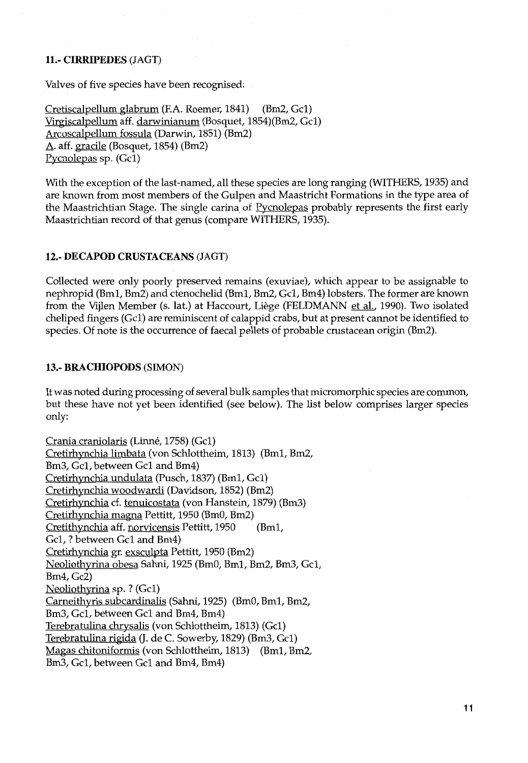## 11.- CIRRIPEDES (JAGT)

Valves of five species have been recognised:

Cretiscalpellum glabrum (F.A. Roemer, 1841) (Bm2, Gc1)
Virgiscalpellum aff. darwinianum (Bosquet, 1854)(Bm2, Gc1)
Arcoscalpellum fossula (Darwin, 1851) (Bm2)
A. aff. gracile (Bosquet, 1854) (Bm2)
Pycnolepas sp. (Gc1)

With the exception of the last-named, all these species are long ranging (WITHERS, 1935) and are known from most members of the Gulpen and Maastricht Formations in the type area of the Maastrichtian Stage. The single carina of Pycnolepas probably represents the first early Maastrichtian record of that genus (compare WITHERS, 1935).

## 12.- DECAPOD CRUSTACEANS (JAGT)

Collected were only poorly preserved remains (exuviae), which appear to be assignable to nephropid (Bm1, Bm2) and ctenochelid (Bm1, Bm2, Gc1, Bm4) lobsters. The former are known from the Vijlen Member (s. lat.) at Haccourt, Liège (FELDMANN et al., 1990). Two isolated cheliped fingers (Gc1) are reminiscent of calappid crabs, but at present cannot be identified to species. Of note is the occurrence of faecal pellets of probable crustacean origin (Bm2).

## 13.- BRACHIOPODS (SIMON)

It was noted during processing of several bulk samples that micromorphic species are common, but these have not yet been identified (see below). The list below comprises larger species only:

Crania craniolaris (Linné, 1758) (Gc1)
Cretirhynchia limbata (von Schlottheim, 1813) (Bm1, Bm2, Bm3, Gc1, between Gc1 and Bm4)
Cretirhynchia undulata (Pusch, 1837) (Bm1, Gc1)
Cretirhynchia woodwardi (Davidson, 1852) (Bm2)
Cretirhynchia cf. tenuicostata (von Hanstein, 1879) (Bm3)
Cretirhynchia magna Pettitt, 1950 (Bm0, Bm2)
Cretithynchia aff. norvicensis Pettitt, 1950 (Bm1, Gc1, ? between Gc1 and Bm4)
Cretirhynchia gr. exsculpta Pettitt, 1950 (Bm2)
Neoliothyrina obesa Sahni, 1925 (Bm0, Bm1, Bm2, Bm3, Gc1, Bm4, Gc2)
Neoliothyrina sp. ? (Gc1)
Carneithyris subcardinalis (Sahni, 1925) (Bm0, Bm1, Bm2, Bm3, Gc1, between Gc1 and Bm4, Bm4)
Terebratulina chrysalis (von Schlottheim, 1813) (Gc1)
Terebratulina rigida (J. de C. Sowerby, 1829) (Bm3, Gc1)
Magas chitoniformis (von Schlottheim, 1813) (Bm1, Bm2, Bm3, Gc1, between Gc1 and Bm4, Bm4)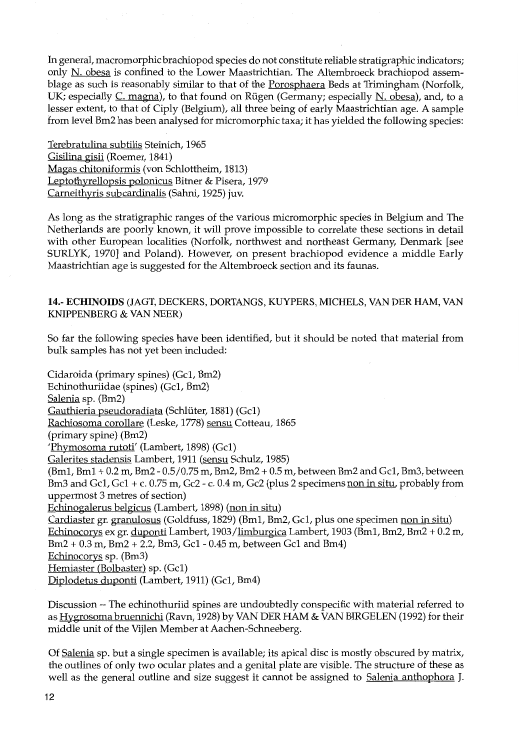In general, macromorphic brachiopod species do not constitute reliable stratigraphic indicators; only N. obesa is confined to the Lower Maastrichtian. The Altembroeck brachiopod assemblage as such is reasonably similar to that of the Porosphaera Beds at Trimingham (Norfolk, UK; especially C. magna), to that found on Rügen (Germany; especially N. obesa), and, to a lesser extent, to that of Ciply (Belgium), all three being of early Maastrichtian age. A sample from level Bm2 has been analysed for micromorphic taxa; it has yielded the following species:

Terebratulina subtilis Steinich, 1965
Gisilina gisii (Roemer, 1841)
Magas chitoniformis (von Schlottheim, 1813)
Leptothyrellopsis polonicus Bitner & Pisera, 1979
Carneithyris subcardinalis (Sahni, 1925) juv.

As long as the stratigraphic ranges of the various micromorphic species in Belgium and The Netherlands are poorly known, it will prove impossible to correlate these sections in detail with other European localities (Norfolk, northwest and northeast Germany, Denmark [see SURLYK, 1970] and Poland). However, on present brachiopod evidence a middle Early Maastrichtian age is suggested for the Altembroeck section and its faunas.

## 14.- ECHINOIDS (JAGT, DECKERS, DORTANGS, KUYPERS, MICHELS, VAN DER HAM, VAN KNIPPENBERG & VAN NEER)

So far the following species have been identified, but it should be noted that material from bulk samples has not yet been included:

Cidaroida (primary spines) (Gc1, Bm2)
Echinothuriidae (spines) (Gc1, Bm2)
Salenia sp. (Bm2)
Gauthieria pseudoradiata (Schlüter, 1881) (Gc1)
Rachiosoma corollare (Leske, 1778) sensu Cotteau, 1865
(primary spine) (Bm2)
'Phymosoma rutoti' (Lambert, 1898) (Gc1)
Galerites stadensis Lambert, 1911 (sensu Schulz, 1985)
(Bm1, Bm1 + 0.2 m, Bm2 - 0.5/0.75 m, Bm2, Bm2 + 0.5 m, between Bm2 and Gc1, Bm3, between Bm3 and Gc1, Gc1 + c. 0.75 m, Gc2 - c. 0.4 m, Gc2 (plus 2 specimens non in situ, probably from uppermost 3 metres of section)
Echinogalerus belgicus (Lambert, 1898) (non in situ)
Cardiaster gr. granulosus (Goldfuss, 1829) (Bm1, Bm2, Gc1, plus one specimen non in situ)
Echinocorys ex gr. duponti Lambert, 1903/limburgica Lambert, 1903 (Bm1, Bm2, Bm2 + 0.2 m, Bm2 + 0.3 m, Bm2 + 2.2, Bm3, Gc1 - 0.45 m, between Gc1 and Bm4)
Echinocorys sp. (Bm3)
Hemiaster (Bolbaster) sp. (Gc1)
Diplodetus duponti (Lambert, 1911) (Gc1, Bm4)

Discussion -- The echinothuriid spines are undoubtedly conspecific with material referred to as Hygrosoma bruennichi (Ravn, 1928) by VAN DER HAM & VAN BIRGELEN (1992) for their middle unit of the Vijlen Member at Aachen-Schneeberg.

Of Salenia sp. but a single specimen is available; its apical disc is mostly obscured by matrix, the outlines of only two ocular plates and a genital plate are visible. The structure of these as well as the general outline and size suggest it cannot be assigned to Salenia anthophora J.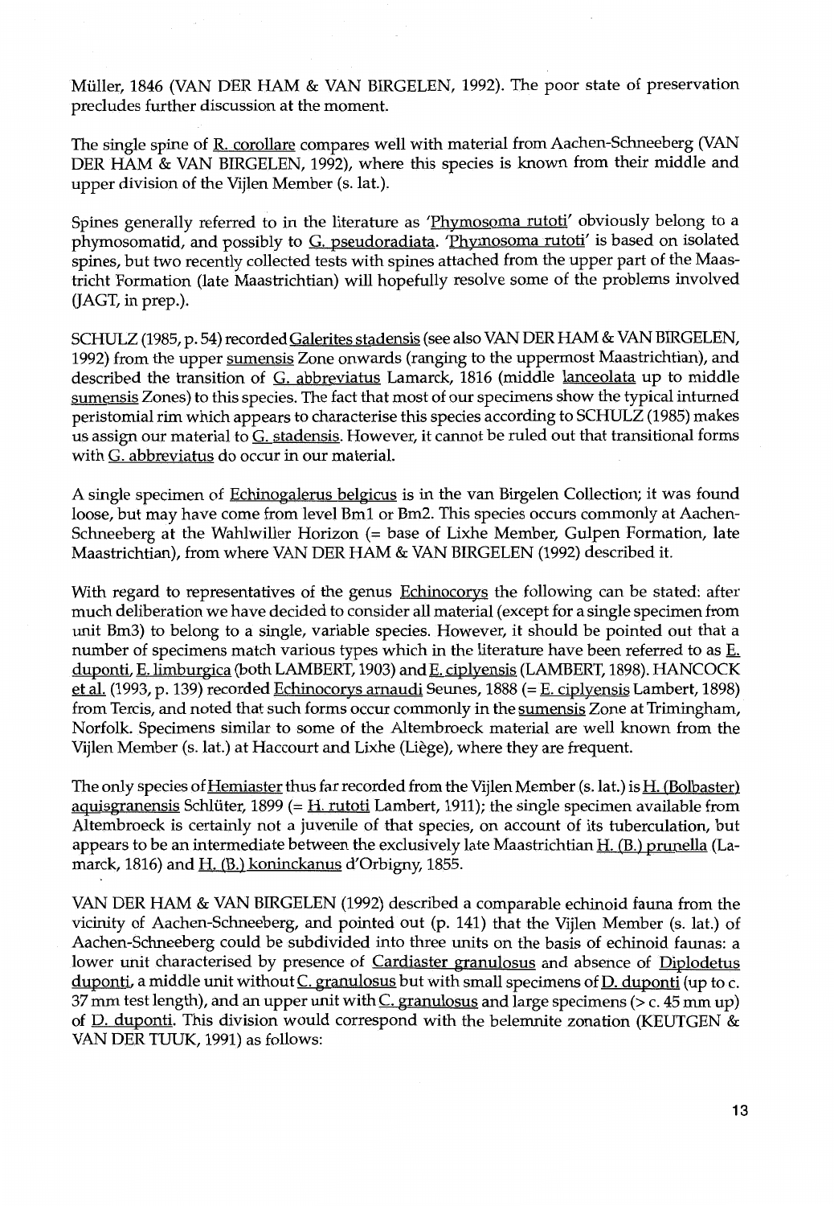Müller, 1846 (VAN DER HAM & VAN BIRGELEN, 1992). The poor state of preservation precludes further discussion at the moment.

The single spine of R. corollare compares well with material from Aachen-Schneeberg (VAN DER HAM & VAN BIRGELEN, 1992), where this species is known from their middle and upper division of the Vijlen Member (s. lat.).

Spines generally referred to in the literature as 'Phymosoma rutoti' obviously belong to a phymosomatid, and possibly to G. pseudoradiata. 'Phymosoma rutoti' is based on isolated spines, but two recently collected tests with spines attached from the upper part of the Maastricht Formation (late Maastrichtian) will hopefully resolve some of the problems involved (JAGT, in prep.).

SCHULZ (1985, p. 54) recorded Galerites stadensis (see also VAN DER HAM & VAN BIRGELEN, 1992) from the upper sumensis Zone onwards (ranging to the uppermost Maastrichtian), and described the transition of G. abbreviatus Lamarck, 1816 (middle lanceolata up to middle sumensis Zones) to this species. The fact that most of our specimens show the typical inturned peristomial rim which appears to characterise this species according to SCHULZ (1985) makes us assign our material to G. stadensis. However, it cannot be ruled out that transitional forms with G. abbreviatus do occur in our material.

A single specimen of Echinogalerus belgicus is in the van Birgelen Collection; it was found loose, but may have come from level Bm1 or Bm2. This species occurs commonly at Aachen-Schneeberg at the Wahlwiller Horizon (= base of Lixhe Member, Gulpen Formation, late Maastrichtian), from where VAN DER HAM & VAN BIRGELEN (1992) described it.

With regard to representatives of the genus Echinocorys the following can be stated: after much deliberation we have decided to consider all material (except for a single specimen from unit Bm3) to belong to a single, variable species. However, it should be pointed out that a number of specimens match various types which in the literature have been referred to as E. duponti, E. limburgica (both LAMBERT, 1903) and E. ciplyensis (LAMBERT, 1898). HANCOCK et al. (1993, p. 139) recorded Echinocorys arnaudi Seunes, 1888 (= E. ciplyensis Lambert, 1898) from Tercis, and noted that such forms occur commonly in the sumensis Zone at Trimingham, Norfolk. Specimens similar to some of the Altembroeck material are well known from the Vijlen Member (s. lat.) at Haccourt and Lixhe (Liège), where they are frequent.

The only species of Hemiaster thus far recorded from the Vijlen Member (s. lat.) is H. (Bolbaster) aquisgranensis Schlüter, 1899 (= H. rutoti Lambert, 1911); the single specimen available from Altembroeck is certainly not a juvenile of that species, on account of its tuberculation, but appears to be an intermediate between the exclusively late Maastrichtian H. (B.) prunella (Lamarck, 1816) and H. (B.) koninckanus d'Orbigny, 1855.

VAN DER HAM & VAN BIRGELEN (1992) described a comparable echinoid fauna from the vicinity of Aachen-Schneeberg, and pointed out (p. 141) that the Vijlen Member (s. lat.) of Aachen-Schneeberg could be subdivided into three units on the basis of echinoid faunas: a lower unit characterised by presence of Cardiaster granulosus and absence of Diplodetus duponti, a middle unit without C. granulosus but with small specimens of D. duponti (up to c. 37 mm test length), and an upper unit with C. granulosus and large specimens (> c. 45 mm up) of D. duponti. This division would correspond with the belemnite zonation (KEUTGEN & VAN DER TUUK, 1991) as follows: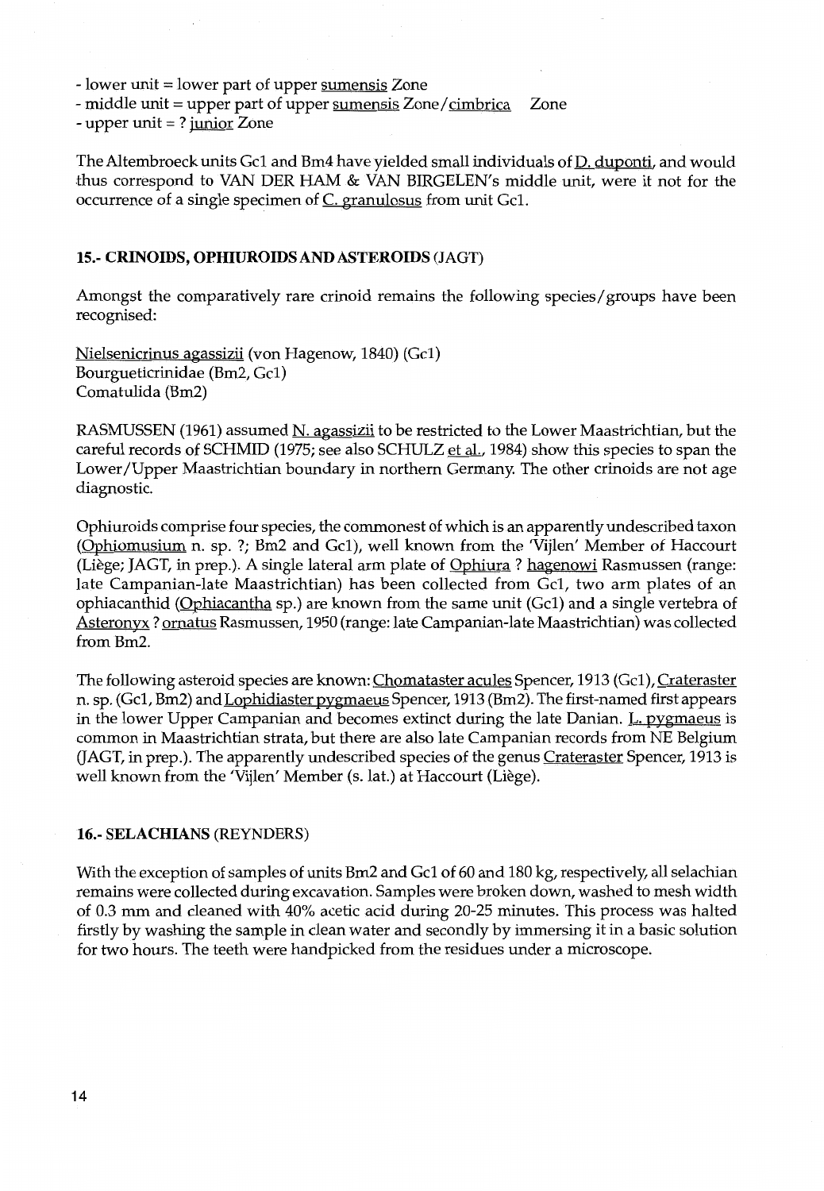- lower unit = lower part of upper sumensis Zone
- middle unit = upper part of upper sumensis Zone/cimbrica Zone
- upper unit = ? junior Zone

The Altembroeck units Gc1 and Bm4 have yielded small individuals of D. duponti, and would thus correspond to VAN DER HAM & VAN BIRGELEN's middle unit, were it not for the occurrence of a single specimen of C. granulosus from unit Gc1.

## 15.- CRINOIDS, OPHIUROIDS AND ASTEROIDS (JAGT)

Amongst the comparatively rare crinoid remains the following species/groups have been recognised:

Nielsenicrinus agassizii (von Hagenow, 1840) (Gc1)
Bourgueticrinidae (Bm2, Gc1)
Comatulida (Bm2)

RASMUSSEN (1961) assumed N. agassizii to be restricted to the Lower Maastrichtian, but the careful records of SCHMID (1975; see also SCHULZ et al., 1984) show this species to span the Lower/Upper Maastrichtian boundary in northern Germany. The other crinoids are not age diagnostic.

Ophiuroids comprise four species, the commonest of which is an apparently undescribed taxon (Ophiomusium n. sp. ?; Bm2 and Gc1), well known from the 'Vijlen' Member of Haccourt (Liège; JAGT, in prep.). A single lateral arm plate of Ophiura ? hagenowi Rasmussen (range: late Campanian-late Maastrichtian) has been collected from Gc1, two arm plates of an ophiacanthid (Ophiacantha sp.) are known from the same unit (Gc1) and a single vertebra of Asteronyx ? ornatus Rasmussen, 1950 (range: late Campanian-late Maastrichtian) was collected from Bm2.

The following asteroid species are known: Chomataster acules Spencer, 1913 (Gc1), Crateraster n. sp. (Gc1, Bm2) and Lophidiaster pygmaeus Spencer, 1913 (Bm2). The first-named first appears in the lower Upper Campanian and becomes extinct during the late Danian. L. pygmaeus is common in Maastrichtian strata, but there are also late Campanian records from NE Belgium (JAGT, in prep.). The apparently undescribed species of the genus Crateraster Spencer, 1913 is well known from the 'Vijlen' Member (s. lat.) at Haccourt (Liège).

## 16.- SELACHIANS (REYNDERS)

With the exception of samples of units Bm2 and Gc1 of 60 and 180 kg, respectively, all selachian remains were collected during excavation. Samples were broken down, washed to mesh width of 0.3 mm and cleaned with 40% acetic acid during 20-25 minutes. This process was halted firstly by washing the sample in clean water and secondly by immersing it in a basic solution for two hours. The teeth were handpicked from the residues under a microscope.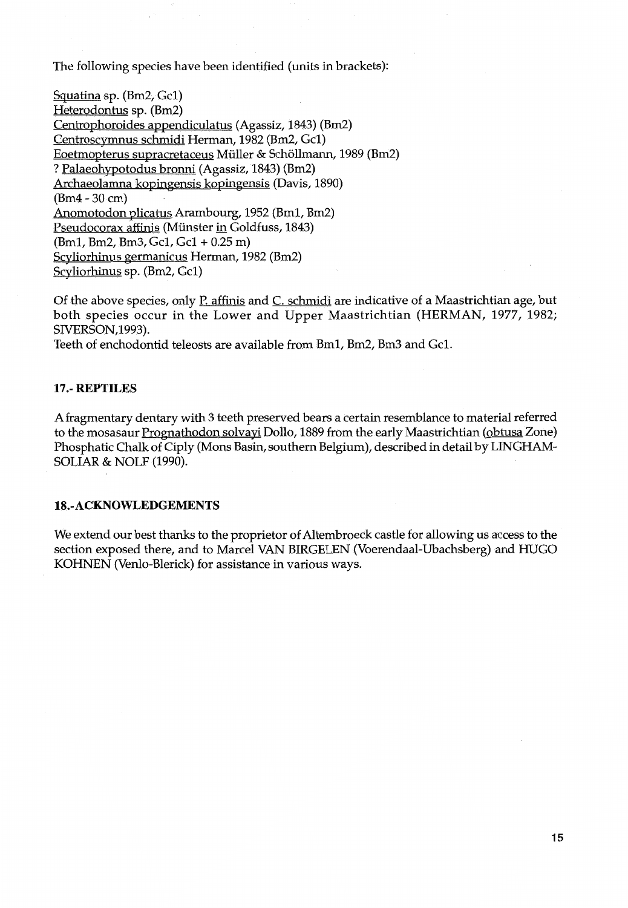The following species have been identified (units in brackets):

Squatina sp. (Bm2, Gc1)
Heterodontus sp. (Bm2)
Centrophoroides appendiculatus (Agassiz, 1843) (Bm2)
Centroscymnus schmidi Herman, 1982 (Bm2, Gc1)
Eoetmopterus supracretaceus Müller & Schöllmann, 1989 (Bm2)
? Palaeohypotodus bronni (Agassiz, 1843) (Bm2)
Archaeolamna kopingensis kopingensis (Davis, 1890)
(Bm4 - 30 cm)
Anomotodon plicatus Arambourg, 1952 (Bm1, Bm2)
Pseudocorax affinis (Münster in Goldfuss, 1843)
(Bm1, Bm2, Bm3, Gc1, Gc1 + 0.25 m)
Scyliorhinus germanicus Herman, 1982 (Bm2)
Scyliorhinus sp. (Bm2, Gc1)

Of the above species, only P. affinis and C. schmidi are indicative of a Maastrichtian age, but both species occur in the Lower and Upper Maastrichtian (HERMAN, 1977, 1982; SIVERSON,1993).
Teeth of enchodontid teleosts are available from Bm1, Bm2, Bm3 and Gc1.

## 17.- REPTILES

A fragmentary dentary with 3 teeth preserved bears a certain resemblance to material referred to the mosasaur Prognathodon solvayi Dollo, 1889 from the early Maastrichtian (obtusa Zone) Phosphatic Chalk of Ciply (Mons Basin, southern Belgium), described in detail by LINGHAM-SOLIAR & NOLF (1990).

## 18.- ACKNOWLEDGEMENTS

We extend our best thanks to the proprietor of Altembroeck castle for allowing us access to the section exposed there, and to Marcel VAN BIRGELEN (Voerendaal-Ubachsberg) and HUGO KOHNEN (Venlo-Blerick) for assistance in various ways.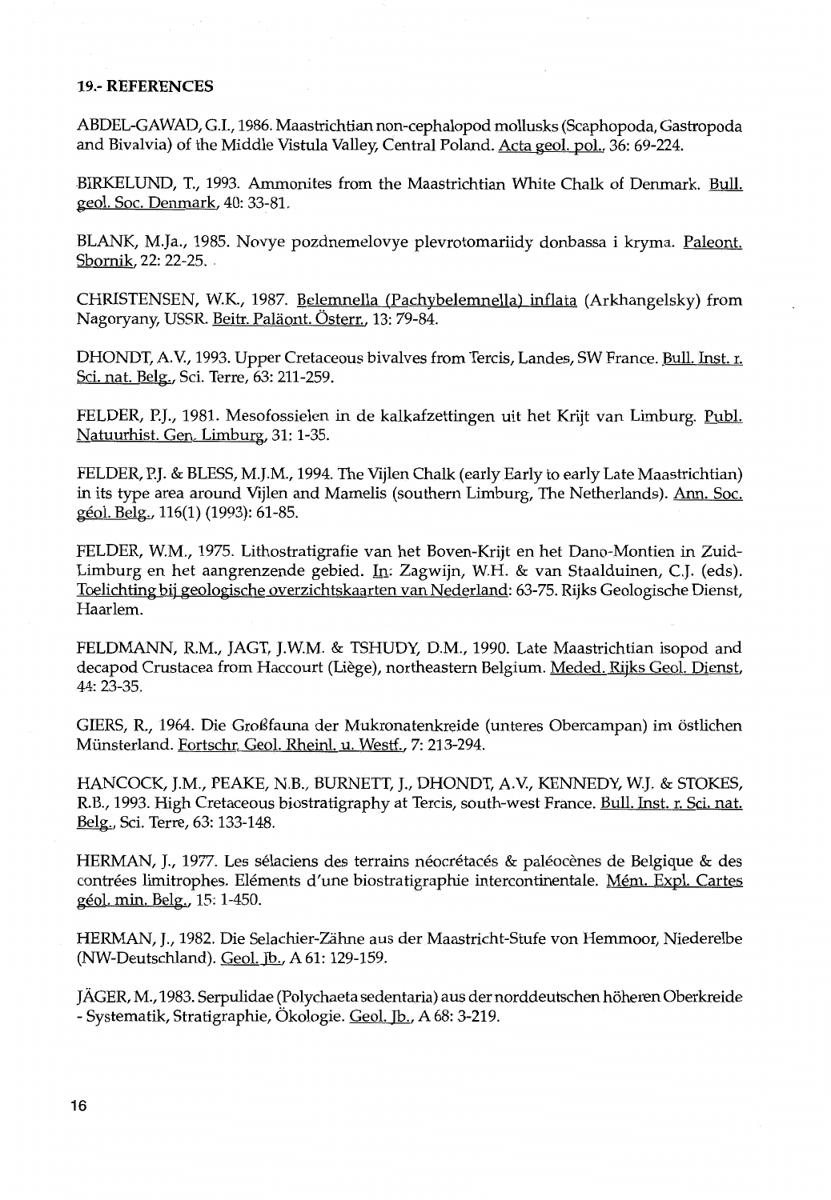## 19.- REFERENCES

ABDEL-GAWAD, G.I., 1986. Maastrichtian non-cephalopod mollusks (Scaphopoda, Gastropoda and Bivalvia) of the Middle Vistula Valley, Central Poland. Acta geol. pol., 36: 69-224.

BIRKELUND, T., 1993. Ammonites from the Maastrichtian White Chalk of Denmark. Bull. geol. Soc. Denmark, 40: 33-81.

BLANK, M.Ja., 1985. Novye pozdnemelovye plevrotomariidy donbassa i kryma. Paleont. Sbornik, 22: 22-25.

CHRISTENSEN, W.K., 1987. Belemnella (Pachybelemnella) inflata (Arkhangelsky) from Nagoryany, USSR. Beitr. Paläont. Österr., 13: 79-84.

DHONDT, A.V., 1993. Upper Cretaceous bivalves from Tercis, Landes, SW France. Bull. Inst. r. Sci. nat. Belg., Sci. Terre, 63: 211-259.

FELDER, P.J., 1981. Mesofossielen in de kalkafzettingen uit het Krijt van Limburg. Publ. Natuurhist. Gen. Limburg, 31: 1-35.

FELDER, P.J. & BLESS, M.J.M., 1994. The Vijlen Chalk (early Early to early Late Maastrichtian) in its type area around Vijlen and Mamelis (southern Limburg, The Netherlands). Ann. Soc. géol. Belg., 116(1) (1993): 61-85.

FELDER, W.M., 1975. Lithostratigrafie van het Boven-Krijt en het Dano-Montien in Zuid-Limburg en het aangrenzende gebied. In: Zagwijn, W.H. & van Staalduinen, C.J. (eds). Toelichting bij geologische overzichtskaarten van Nederland: 63-75. Rijks Geologische Dienst, Haarlem.

FELDMANN, R.M., JAGT, J.W.M. & TSHUDY, D.M., 1990. Late Maastrichtian isopod and decapod Crustacea from Haccourt (Liège), northeastern Belgium. Meded. Rijks Geol. Dienst, 44: 23-35.

GIERS, R., 1964. Die Großfauna der Mukronatenkreide (unteres Obercampan) im östlichen Münsterland. Fortschr. Geol. Rheinl. u. Westf., 7: 213-294.

HANCOCK, J.M., PEAKE, N.B., BURNETT, J., DHONDT, A.V., KENNEDY, W.J. & STOKES, R.B., 1993. High Cretaceous biostratigraphy at Tercis, south-west France. Bull. Inst. r. Sci. nat. Belg., Sci. Terre, 63: 133-148.

HERMAN, J., 1977. Les sélaciens des terrains néocrétacés & paléocènes de Belgique & des contrées limitrophes. Eléments d'une biostratigraphie intercontinentale. Mém. Expl. Cartes géol. min. Belg., 15: 1-450.

HERMAN, J., 1982. Die Selachier-Zähne aus der Maastricht-Stufe von Hemmoor, Niederelbe (NW-Deutschland). Geol. Jb., A 61: 129-159.

JÄGER, M., 1983. Serpulidae (Polychaeta sedentaria) aus der norddeutschen höheren Oberkreide - Systematik, Stratigraphie, Ökologie. Geol. Jb., A 68: 3-219.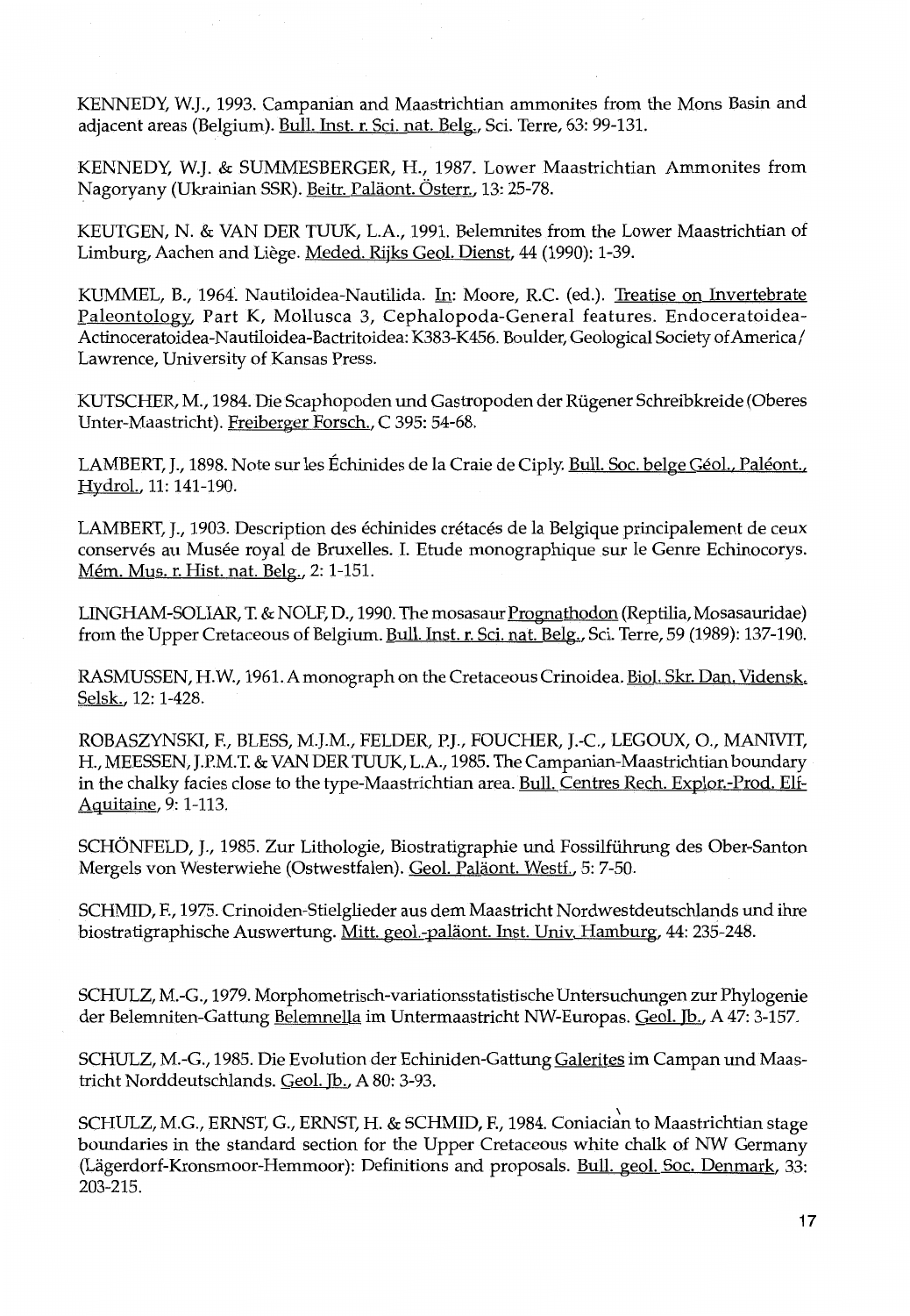KENNEDY, W.J., 1993. Campanian and Maastrichtian ammonites from the Mons Basin and adjacent areas (Belgium). Bull. Inst. r. Sci. nat. Belg., Sci. Terre, 63: 99-131.

KENNEDY, W.J. & SUMMESBERGER, H., 1987. Lower Maastrichtian Ammonites from Nagoryany (Ukrainian SSR). Beitr. Paläont. Österr., 13: 25-78.

KEUTGEN, N. & VAN DER TUUK, L.A., 1991. Belemnites from the Lower Maastrichtian of Limburg, Aachen and Liège. Meded. Rijks Geol. Dienst, 44 (1990): 1-39.

KUMMEL, B., 1964. Nautiloidea-Nautilida. In: Moore, R.C. (ed.). Treatise on Invertebrate Paleontology, Part K, Mollusca 3, Cephalopoda-General features. Endoceratoidea-Actinoceratoidea-Nautiloidea-Bactritoidea: K383-K456. Boulder, Geological Society of America / Lawrence, University of Kansas Press.

KUTSCHER, M., 1984. Die Scaphopoden und Gastropoden der Rügener Schreibkreide (Oberes Unter-Maastricht). Freiberger Forsch., C 395: 54-68.

LAMBERT, J., 1898. Note sur les Échinides de la Craie de Ciply. Bull. Soc. belge Géol., Paléont., Hydrol., 11: 141-190.

LAMBERT, J., 1903. Description des échinides crétacés de la Belgique principalement de ceux conservés au Musée royal de Bruxelles. I. Etude monographique sur le Genre Echinocorys. Mém. Mus. r. Hist. nat. Belg., 2: 1-151.

LINGHAM-SOLIAR, T. & NOLF, D., 1990. The mosasaur Prognathodon (Reptilia, Mosasauridae) from the Upper Cretaceous of Belgium. Bull. Inst. r. Sci. nat. Belg., Sci. Terre, 59 (1989): 137-190.

RASMUSSEN, H.W., 1961. A monograph on the Cretaceous Crinoidea. Biol. Skr. Dan. Vidensk. Selsk., 12: 1-428.

ROBASZYNSKI, F., BLESS, M.J.M., FELDER, P.J., FOUCHER, J.-C., LEGOUX, O., MANIVIT, H., MEESSEN, J.P.M.T. & VAN DER TUUK, L.A., 1985. The Campanian-Maastrichtian boundary in the chalky facies close to the type-Maastrichtian area. Bull. Centres Rech. Explor.-Prod. Elf-Aquitaine, 9: 1-113.

SCHÖNFELD, J., 1985. Zur Lithologie, Biostratigraphie und Fossilführung des Ober-Santon Mergels von Westerwiehe (Ostwestfalen). Geol. Paläont. Westf., 5: 7-50.

SCHMID, F., 1975. Crinoiden-Stielglieder aus dem Maastricht Nordwestdeutschlands und ihre biostratigraphische Auswertung. Mitt. geol.-paläont. Inst. Univ. Hamburg, 44: 235-248.

SCHULZ, M.-G., 1979. Morphometrisch-variationsstatistische Untersuchungen zur Phylogenie der Belemniten-Gattung Belemnella im Untermaastricht NW-Europas. Geol. Jb., A 47: 3-157.

SCHULZ, M.-G., 1985. Die Evolution der Echiniden-Gattung Galerites im Campan und Maastricht Norddeutschlands. Geol. Jb., A 80: 3-93.

SCHULZ, M.G., ERNST, G., ERNST, H. & SCHMID, F., 1984. Coniacian to Maastrichtian stage boundaries in the standard section for the Upper Cretaceous white chalk of NW Germany (Lägerdorf-Kronsmoor-Hemmoor): Definitions and proposals. Bull. geol. Soc. Denmark, 33: 203-215.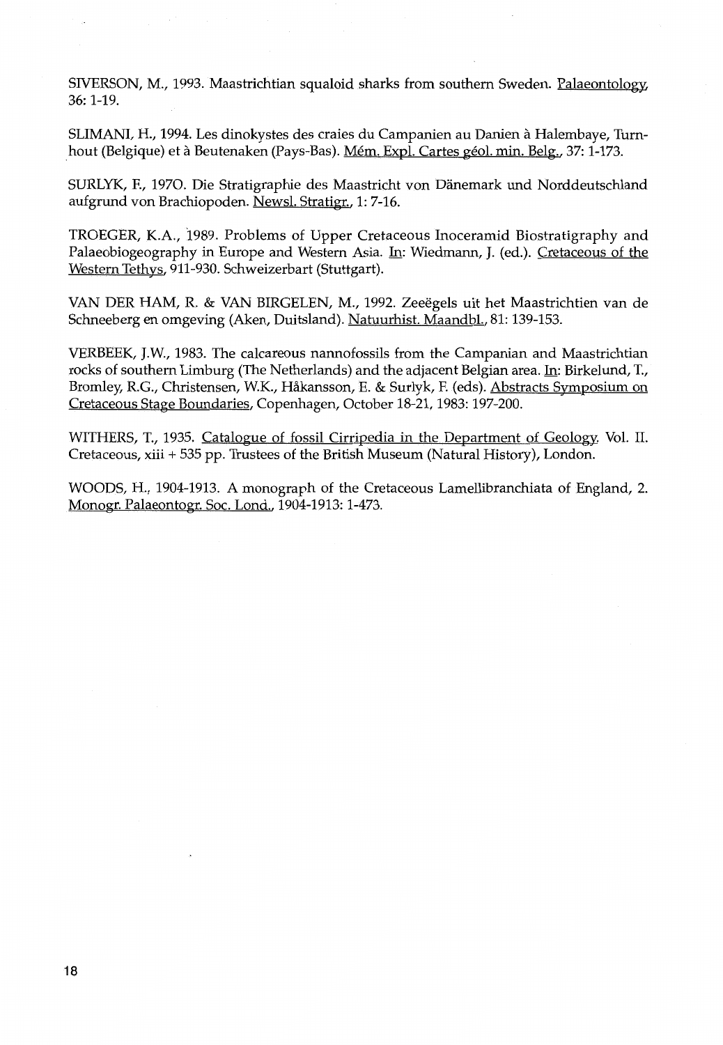SIVERSON, M., 1993. Maastrichtian squaloid sharks from southern Sweden. Palaeontology, 36: 1-19.

SLIMANI, H., 1994. Les dinokystes des craies du Campanien au Danien à Halembaye, Turnhout (Belgique) et à Beutenaken (Pays-Bas). Mém. Expl. Cartes géol. min. Belg., 37: 1-173.

SURLYK, F., 1970. Die Stratigraphie des Maastricht von Dänemark und Norddeutschland aufgrund von Brachiopoden. Newsl. Stratigr., 1: 7-16.

TROEGER, K.A., 1989. Problems of Upper Cretaceous Inoceramid Biostratigraphy and Palaeobiogeography in Europe and Western Asia. In: Wiedmann, J. (ed.). Cretaceous of the Western Tethys, 911-930. Schweizerbart (Stuttgart).

VAN DER HAM, R. & VAN BIRGELEN, M., 1992. Zeeëgels uit het Maastrichtien van de Schneeberg en omgeving (Aken, Duitsland). Natuurhist. Maandbl., 81: 139-153.

VERBEEK, J.W., 1983. The calcareous nannofossils from the Campanian and Maastrichtian rocks of southern Limburg (The Netherlands) and the adjacent Belgian area. In: Birkelund, T., Bromley, R.G., Christensen, W.K., Håkansson, E. & Surlyk, F. (eds). Abstracts Symposium on Cretaceous Stage Boundaries, Copenhagen, October 18-21, 1983: 197-200.

WITHERS, T., 1935. Catalogue of fossil Cirripedia in the Department of Geology. Vol. II. Cretaceous, xiii + 535 pp. Trustees of the British Museum (Natural History), London.

WOODS, H., 1904-1913. A monograph of the Cretaceous Lamellibranchiata of England, 2. Monogr. Palaeontogr. Soc. Lond., 1904-1913: 1-473.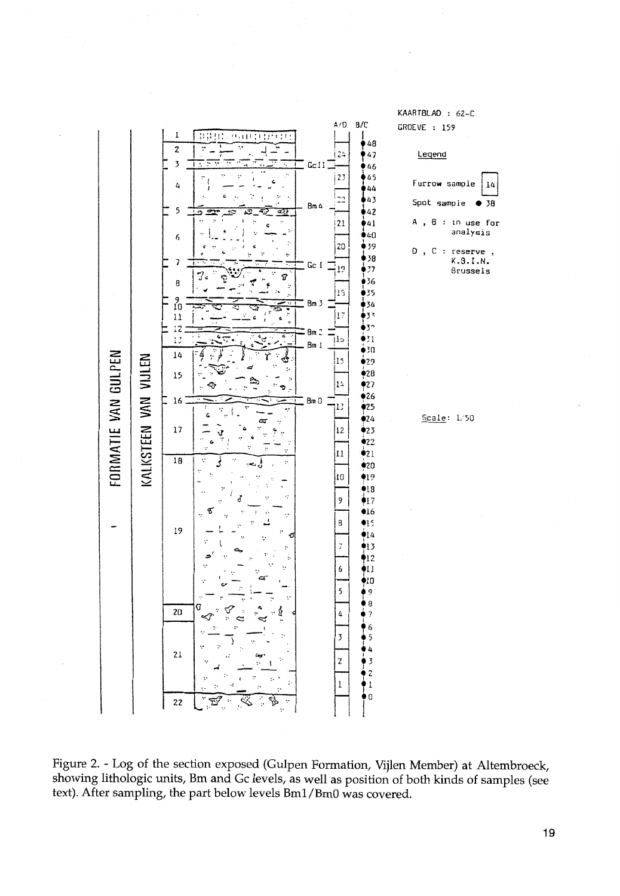KAARTBLAD : 62-C
GROEVE : 159

Legend

Furrow sample 14

Spot sample ● 38

A , B : in use for analysis

D , C : reserve , K.B.I.N. Brussels

Scale: 1/50

FORMATIE VAN GULPEN

KALKSTEEN VAN VIJLEN

A/D B/C

Figure 2. - Log of the section exposed (Gulpen Formation, Vijlen Member) at Altembroeck, showing lithologic units, Bm and Gc levels, as well as position of both kinds of samples (see text). After sampling, the part below levels Bm1/Bm0 was covered.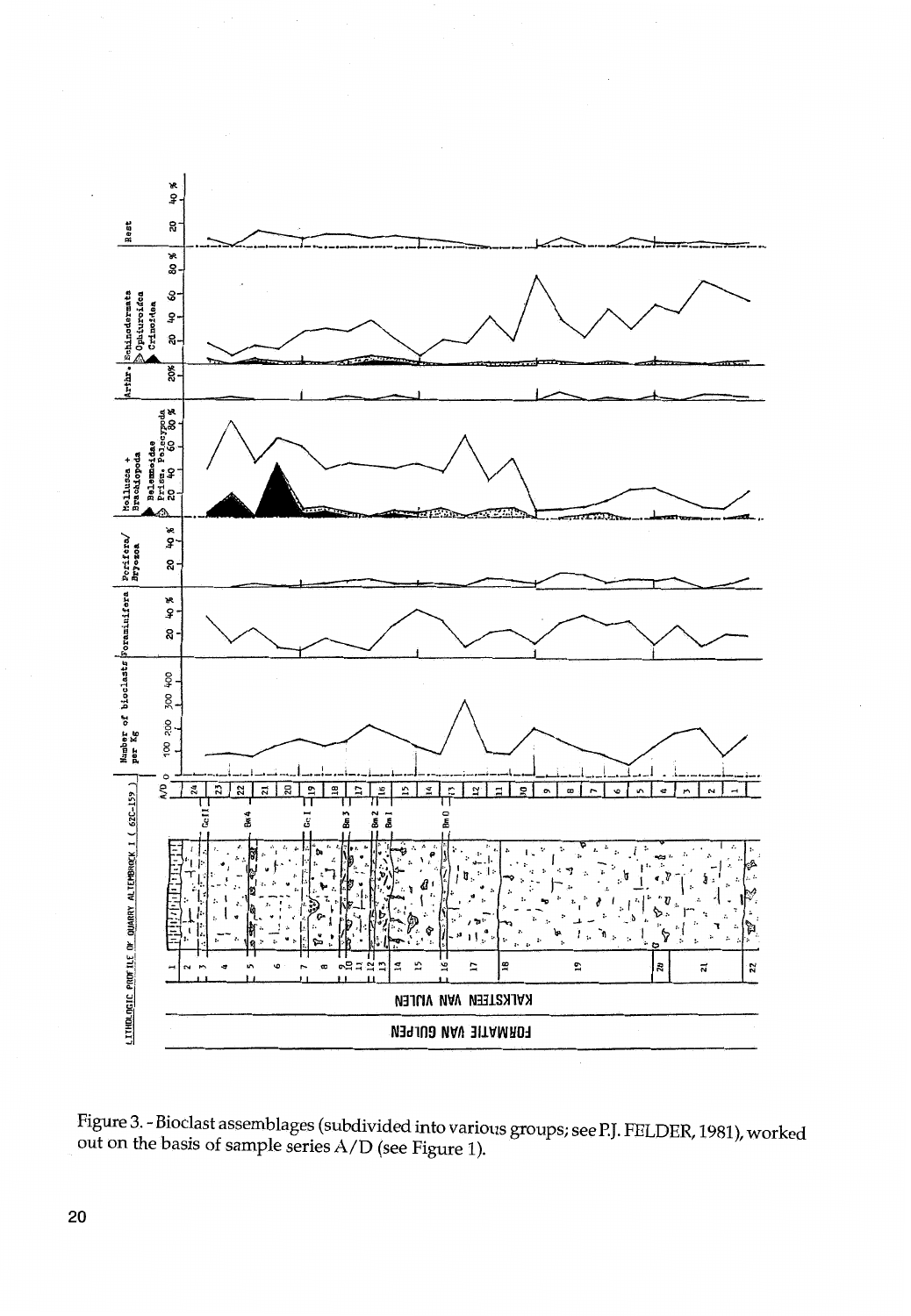Rest

20 40 %

Echinodermata
Ophiuroidea
Crinoidea

20 40 60 80 %

Arthr.

20%

Mollusca +
Brachiopoda
Belemnoidae
Prism. Pelecypoda

20 40 60 80 %

Porifera/
Bryozoa

20 40 %

Foraminifera

20 40 %

Number of bioclasts
per Kg

0 100 200 300 400

A/D 24 23 22 21 20 19 18 17 16 15 14 13 12 11 10 9 8 7 6 5 4 3 2 1

GcII Bm4 GcI Bm3 Bm2 Bm1 Bm0

LITHOLOGIC PROFILE OF QUARRY ALTEMBROEK I (62C-159)

1 2 3 4 5 6 7 8 9 10 11 12 13 14 15 16 17 18 19 20 21 22

KALKSTEEN VAN VIJLEN

FORMATIE VAN GULPEN

Figure 3. - Bioclast assemblages (subdivided into various groups; see P.J. FELDER, 1981), worked out on the basis of sample series A/D (see Figure 1).